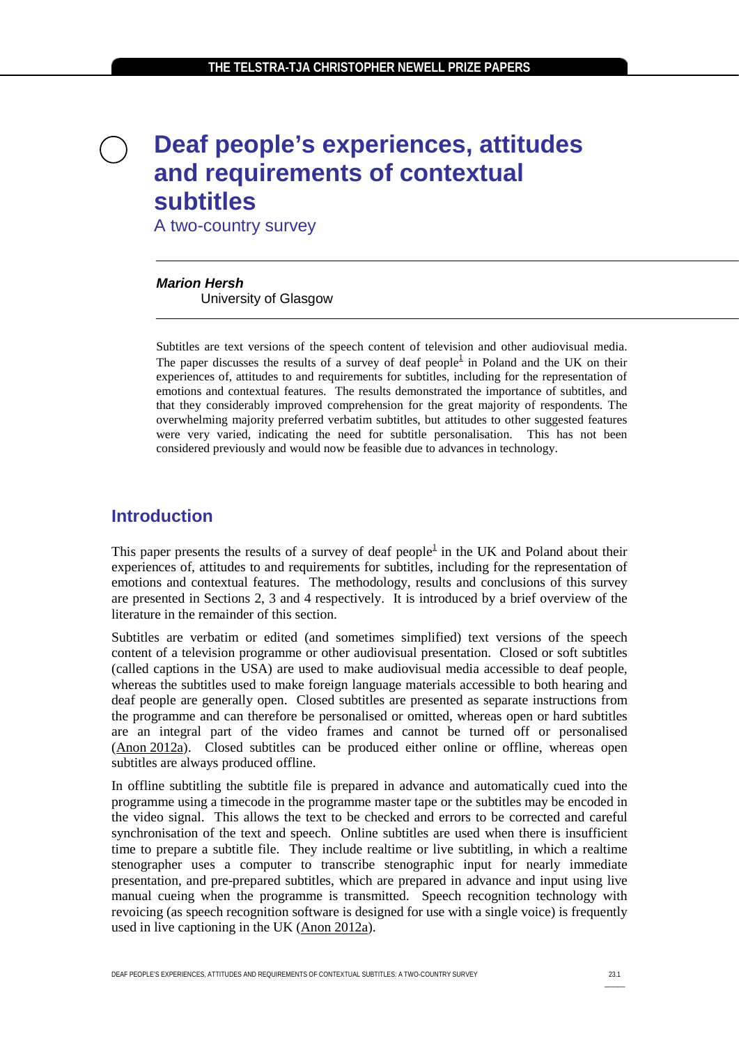# Deaf people's experiences, attitudes and requirements of contextual subtitles

A two-country survey

***Marion Hersh***
University of Glasgow

Subtitles are text versions of the speech content of television and other audiovisual media. The paper discusses the results of a survey of deaf people[1] in Poland and the UK on their experiences of, attitudes to and requirements for subtitles, including for the representation of emotions and contextual features. The results demonstrated the importance of subtitles, and that they considerably improved comprehension for the great majority of respondents. The overwhelming majority preferred verbatim subtitles, but attitudes to other suggested features were very varied, indicating the need for subtitle personalisation. This has not been considered previously and would now be feasible due to advances in technology.

## Introduction

This paper presents the results of a survey of deaf people[1] in the UK and Poland about their experiences of, attitudes to and requirements for subtitles, including for the representation of emotions and contextual features. The methodology, results and conclusions of this survey are presented in Sections 2, 3 and 4 respectively. It is introduced by a brief overview of the literature in the remainder of this section.

Subtitles are verbatim or edited (and sometimes simplified) text versions of the speech content of a television programme or other audiovisual presentation. Closed or soft subtitles (called captions in the USA) are used to make audiovisual media accessible to deaf people, whereas the subtitles used to make foreign language materials accessible to both hearing and deaf people are generally open. Closed subtitles are presented as separate instructions from the programme and can therefore be personalised or omitted, whereas open or hard subtitles are an integral part of the video frames and cannot be turned off or personalised (Anon 2012a). Closed subtitles can be produced either online or offline, whereas open subtitles are always produced offline.

In offline subtitling the subtitle file is prepared in advance and automatically cued into the programme using a timecode in the programme master tape or the subtitles may be encoded in the video signal. This allows the text to be checked and errors to be corrected and careful synchronisation of the text and speech. Online subtitles are used when there is insufficient time to prepare a subtitle file. They include realtime or live subtitling, in which a realtime stenographer uses a computer to transcribe stenographic input for nearly immediate presentation, and pre-prepared subtitles, which are prepared in advance and input using live manual cueing when the programme is transmitted. Speech recognition technology with revoicing (as speech recognition software is designed for use with a single voice) is frequently used in live captioning in the UK (Anon 2012a).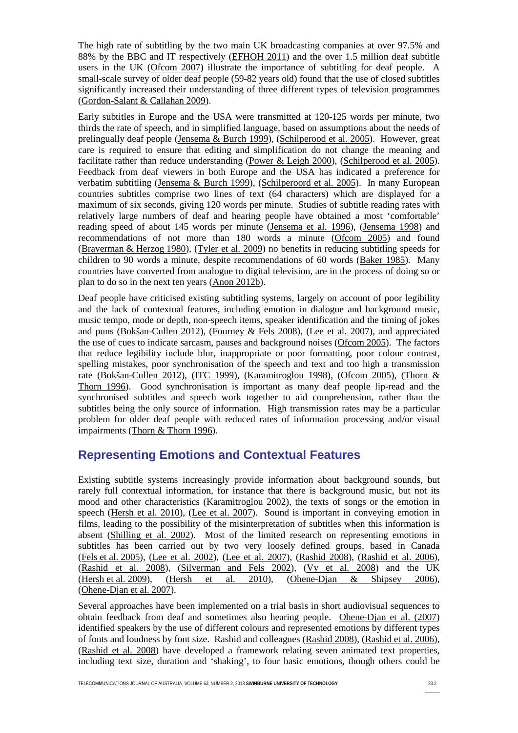The high rate of subtitling by the two main UK broadcasting companies at over 97.5% and 88% by the BBC and IT respectively (EFHOH 2011) and the over 1.5 million deaf subtitle users in the UK (Ofcom 2007) illustrate the importance of subtitling for deaf people. A small-scale survey of older deaf people (59-82 years old) found that the use of closed subtitles significantly increased their understanding of three different types of television programmes (Gordon-Salant & Callahan 2009).

Early subtitles in Europe and the USA were transmitted at 120-125 words per minute, two thirds the rate of speech, and in simplified language, based on assumptions about the needs of prelingually deaf people (Jensema & Burch 1999), (Schilperood et al. 2005). However, great care is required to ensure that editing and simplification do not change the meaning and facilitate rather than reduce understanding (Power & Leigh 2000), (Schilperood et al. 2005). Feedback from deaf viewers in both Europe and the USA has indicated a preference for verbatim subtitling (Jensema & Burch 1999), (Schilperoord et al. 2005). In many European countries subtitles comprise two lines of text (64 characters) which are displayed for a maximum of six seconds, giving 120 words per minute. Studies of subtitle reading rates with relatively large numbers of deaf and hearing people have obtained a most 'comfortable' reading speed of about 145 words per minute (Jensema et al. 1996), (Jensema 1998) and recommendations of not more than 180 words a minute (Ofcom 2005) and found (Braverman & Herzog 1980), (Tyler et al. 2009) no benefits in reducing subtitling speeds for children to 90 words a minute, despite recommendations of 60 words (Baker 1985). Many countries have converted from analogue to digital television, are in the process of doing so or plan to do so in the next ten years (Anon 2012b).

Deaf people have criticised existing subtitling systems, largely on account of poor legibility and the lack of contextual features, including emotion in dialogue and background music, music tempo, mode or depth, non-speech items, speaker identification and the timing of jokes and puns (Bokšan-Cullen 2012), (Fourney & Fels 2008), (Lee et al. 2007), and appreciated the use of cues to indicate sarcasm, pauses and background noises (Ofcom 2005). The factors that reduce legibility include blur, inappropriate or poor formatting, poor colour contrast, spelling mistakes, poor synchronisation of the speech and text and too high a transmission rate (Bokšan-Cullen 2012), (ITC 1999), (Karamitroglou 1998), (Ofcom 2005), (Thorn & Thorn 1996). Good synchronisation is important as many deaf people lip-read and the synchronised subtitles and speech work together to aid comprehension, rather than the subtitles being the only source of information. High transmission rates may be a particular problem for older deaf people with reduced rates of information processing and/or visual impairments (Thorn & Thorn 1996).

## Representing Emotions and Contextual Features

Existing subtitle systems increasingly provide information about background sounds, but rarely full contextual information, for instance that there is background music, but not its mood and other characteristics (Karamitroglou 2002), the texts of songs or the emotion in speech (Hersh et al. 2010), (Lee et al. 2007). Sound is important in conveying emotion in films, leading to the possibility of the misinterpretation of subtitles when this information is absent (Shilling et al. 2002). Most of the limited research on representing emotions in subtitles has been carried out by two very loosely defined groups, based in Canada (Fels et al. 2005), (Lee et al. 2002), (Lee et al. 2007), (Rashid 2008), (Rashid et al. 2006), (Rashid et al. 2008), (Silverman and Fels 2002), (Vy et al. 2008) and the UK (Hersh et al. 2009), (Hersh et al. 2010), (Ohene-Djan & Shipsey 2006), (Ohene-Djan et al. 2007).

Several approaches have been implemented on a trial basis in short audiovisual sequences to obtain feedback from deaf and sometimes also hearing people. Ohene-Djan et al. (2007) identified speakers by the use of different colours and represented emotions by different types of fonts and loudness by font size. Rashid and colleagues (Rashid 2008), (Rashid et al. 2006), (Rashid et al. 2008) have developed a framework relating seven animated text properties, including text size, duration and 'shaking', to four basic emotions, though others could be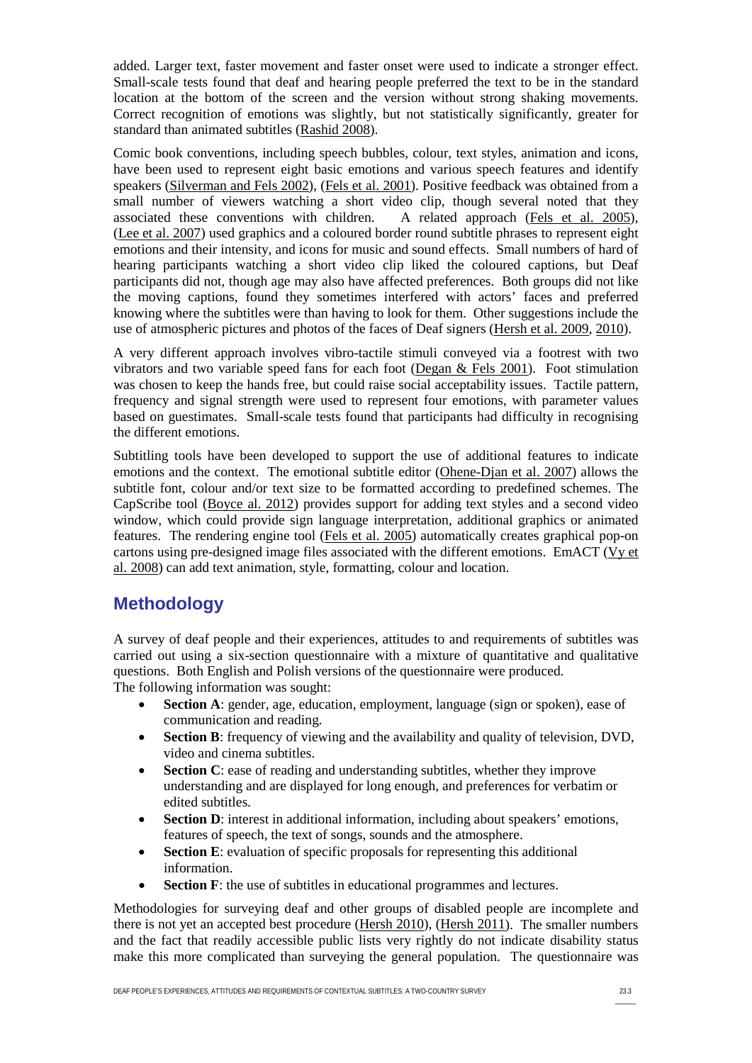added. Larger text, faster movement and faster onset were used to indicate a stronger effect. Small-scale tests found that deaf and hearing people preferred the text to be in the standard location at the bottom of the screen and the version without strong shaking movements. Correct recognition of emotions was slightly, but not statistically significantly, greater for standard than animated subtitles (Rashid 2008).

Comic book conventions, including speech bubbles, colour, text styles, animation and icons, have been used to represent eight basic emotions and various speech features and identify speakers (Silverman and Fels 2002), (Fels et al. 2001). Positive feedback was obtained from a small number of viewers watching a short video clip, though several noted that they associated these conventions with children. A related approach (Fels et al. 2005), (Lee et al. 2007) used graphics and a coloured border round subtitle phrases to represent eight emotions and their intensity, and icons for music and sound effects. Small numbers of hard of hearing participants watching a short video clip liked the coloured captions, but Deaf participants did not, though age may also have affected preferences. Both groups did not like the moving captions, found they sometimes interfered with actors' faces and preferred knowing where the subtitles were than having to look for them. Other suggestions include the use of atmospheric pictures and photos of the faces of Deaf signers (Hersh et al. 2009, 2010).

A very different approach involves vibro-tactile stimuli conveyed via a footrest with two vibrators and two variable speed fans for each foot (Degan & Fels 2001). Foot stimulation was chosen to keep the hands free, but could raise social acceptability issues. Tactile pattern, frequency and signal strength were used to represent four emotions, with parameter values based on guestimates. Small-scale tests found that participants had difficulty in recognising the different emotions.

Subtitling tools have been developed to support the use of additional features to indicate emotions and the context. The emotional subtitle editor (Ohene-Djan et al. 2007) allows the subtitle font, colour and/or text size to be formatted according to predefined schemes. The CapScribe tool (Boyce al. 2012) provides support for adding text styles and a second video window, which could provide sign language interpretation, additional graphics or animated features. The rendering engine tool (Fels et al. 2005) automatically creates graphical pop-on cartons using pre-designed image files associated with the different emotions. EmACT (Vy et al. 2008) can add text animation, style, formatting, colour and location.

## Methodology

A survey of deaf people and their experiences, attitudes to and requirements of subtitles was carried out using a six-section questionnaire with a mixture of quantitative and qualitative questions. Both English and Polish versions of the questionnaire were produced.
The following information was sought:

- **Section A**: gender, age, education, employment, language (sign or spoken), ease of communication and reading.
- **Section B**: frequency of viewing and the availability and quality of television, DVD, video and cinema subtitles.
- **Section C**: ease of reading and understanding subtitles, whether they improve understanding and are displayed for long enough, and preferences for verbatim or edited subtitles.
- **Section D**: interest in additional information, including about speakers' emotions, features of speech, the text of songs, sounds and the atmosphere.
- **Section E**: evaluation of specific proposals for representing this additional information.
- **Section F**: the use of subtitles in educational programmes and lectures.

Methodologies for surveying deaf and other groups of disabled people are incomplete and there is not yet an accepted best procedure (Hersh 2010), (Hersh 2011). The smaller numbers and the fact that readily accessible public lists very rightly do not indicate disability status make this more complicated than surveying the general population. The questionnaire was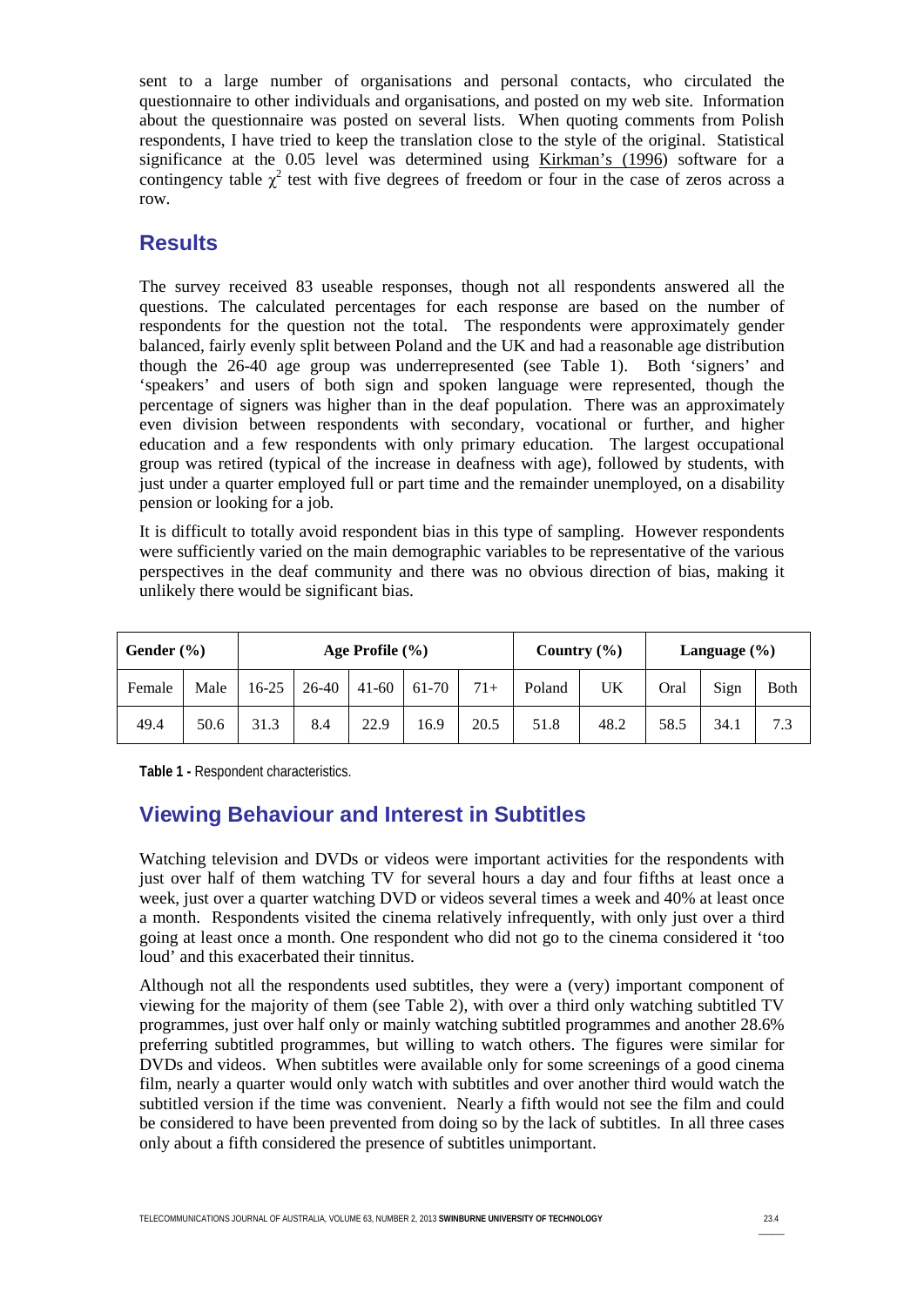sent to a large number of organisations and personal contacts, who circulated the questionnaire to other individuals and organisations, and posted on my web site. Information about the questionnaire was posted on several lists. When quoting comments from Polish respondents, I have tried to keep the translation close to the style of the original. Statistical significance at the 0.05 level was determined using Kirkman's (1996) software for a contingency table $\chi^2$ test with five degrees of freedom or four in the case of zeros across a row.

## Results

The survey received 83 useable responses, though not all respondents answered all the questions. The calculated percentages for each response are based on the number of respondents for the question not the total. The respondents were approximately gender balanced, fairly evenly split between Poland and the UK and had a reasonable age distribution though the 26-40 age group was underrepresented (see Table 1). Both 'signers' and 'speakers' and users of both sign and spoken language were represented, though the percentage of signers was higher than in the deaf population. There was an approximately even division between respondents with secondary, vocational or further, and higher education and a few respondents with only primary education. The largest occupational group was retired (typical of the increase in deafness with age), followed by students, with just under a quarter employed full or part time and the remainder unemployed, on a disability pension or looking for a job.

It is difficult to totally avoid respondent bias in this type of sampling. However respondents were sufficiently varied on the main demographic variables to be representative of the various perspectives in the deaf community and there was no obvious direction of bias, making it unlikely there would be significant bias.

| Gender (%) | | Age Profile (%) | | | | | Country (%) | | Language (%) | | |
|---|---|---|---|---|---|---|---|---|---|---|---|
| Female | Male | 16-25 | 26-40 | 41-60 | 61-70 | 71+ | Poland | UK | Oral | Sign | Both |
| 49.4 | 50.6 | 31.3 | 8.4 | 22.9 | 16.9 | 20.5 | 51.8 | 48.2 | 58.5 | 34.1 | 7.3 |

**Table 1 -** Respondent characteristics.

## Viewing Behaviour and Interest in Subtitles

Watching television and DVDs or videos were important activities for the respondents with just over half of them watching TV for several hours a day and four fifths at least once a week, just over a quarter watching DVD or videos several times a week and 40% at least once a month. Respondents visited the cinema relatively infrequently, with only just over a third going at least once a month. One respondent who did not go to the cinema considered it 'too loud' and this exacerbated their tinnitus.

Although not all the respondents used subtitles, they were a (very) important component of viewing for the majority of them (see Table 2), with over a third only watching subtitled TV programmes, just over half only or mainly watching subtitled programmes and another 28.6% preferring subtitled programmes, but willing to watch others. The figures were similar for DVDs and videos. When subtitles were available only for some screenings of a good cinema film, nearly a quarter would only watch with subtitles and over another third would watch the subtitled version if the time was convenient. Nearly a fifth would not see the film and could be considered to have been prevented from doing so by the lack of subtitles. In all three cases only about a fifth considered the presence of subtitles unimportant.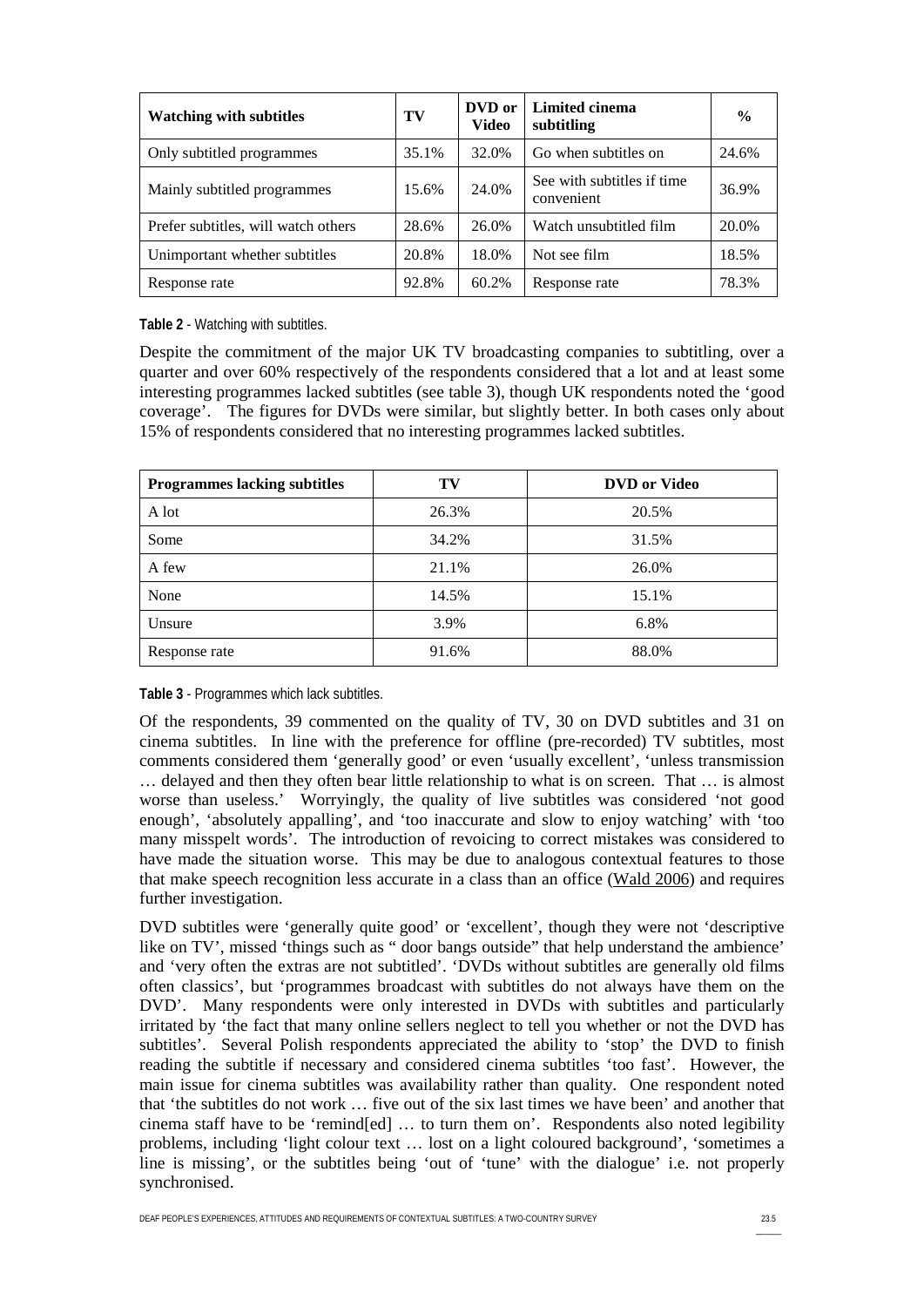| Watching with subtitles | TV | DVD or Video | Limited cinema subtitling | % |
|---|---|---|---|---|
| Only subtitled programmes | 35.1% | 32.0% | Go when subtitles on | 24.6% |
| Mainly subtitled programmes | 15.6% | 24.0% | See with subtitles if time convenient | 36.9% |
| Prefer subtitles, will watch others | 28.6% | 26.0% | Watch unsubtitled film | 20.0% |
| Unimportant whether subtitles | 20.8% | 18.0% | Not see film | 18.5% |
| Response rate | 92.8% | 60.2% | Response rate | 78.3% |

**Table 2** - Watching with subtitles.

Despite the commitment of the major UK TV broadcasting companies to subtitling, over a quarter and over 60% respectively of the respondents considered that a lot and at least some interesting programmes lacked subtitles (see table 3), though UK respondents noted the 'good coverage'. The figures for DVDs were similar, but slightly better. In both cases only about 15% of respondents considered that no interesting programmes lacked subtitles.

| Programmes lacking subtitles | TV | DVD or Video |
|---|---|---|
| A lot | 26.3% | 20.5% |
| Some | 34.2% | 31.5% |
| A few | 21.1% | 26.0% |
| None | 14.5% | 15.1% |
| Unsure | 3.9% | 6.8% |
| Response rate | 91.6% | 88.0% |

**Table 3** - Programmes which lack subtitles.

Of the respondents, 39 commented on the quality of TV, 30 on DVD subtitles and 31 on cinema subtitles. In line with the preference for offline (pre-recorded) TV subtitles, most comments considered them 'generally good' or even 'usually excellent', 'unless transmission … delayed and then they often bear little relationship to what is on screen. That … is almost worse than useless.' Worryingly, the quality of live subtitles was considered 'not good enough', 'absolutely appalling', and 'too inaccurate and slow to enjoy watching' with 'too many misspelt words'. The introduction of revoicing to correct mistakes was considered to have made the situation worse. This may be due to analogous contextual features to those that make speech recognition less accurate in a class than an office (Wald 2006) and requires further investigation.

DVD subtitles were 'generally quite good' or 'excellent', though they were not 'descriptive like on TV', missed 'things such as " door bangs outside" that help understand the ambience' and 'very often the extras are not subtitled'. 'DVDs without subtitles are generally old films often classics', but 'programmes broadcast with subtitles do not always have them on the DVD'. Many respondents were only interested in DVDs with subtitles and particularly irritated by 'the fact that many online sellers neglect to tell you whether or not the DVD has subtitles'. Several Polish respondents appreciated the ability to 'stop' the DVD to finish reading the subtitle if necessary and considered cinema subtitles 'too fast'. However, the main issue for cinema subtitles was availability rather than quality. One respondent noted that 'the subtitles do not work … five out of the six last times we have been' and another that cinema staff have to be 'remind[ed] … to turn them on'. Respondents also noted legibility problems, including 'light colour text … lost on a light coloured background', 'sometimes a line is missing', or the subtitles being 'out of 'tune' with the dialogue' i.e. not properly synchronised.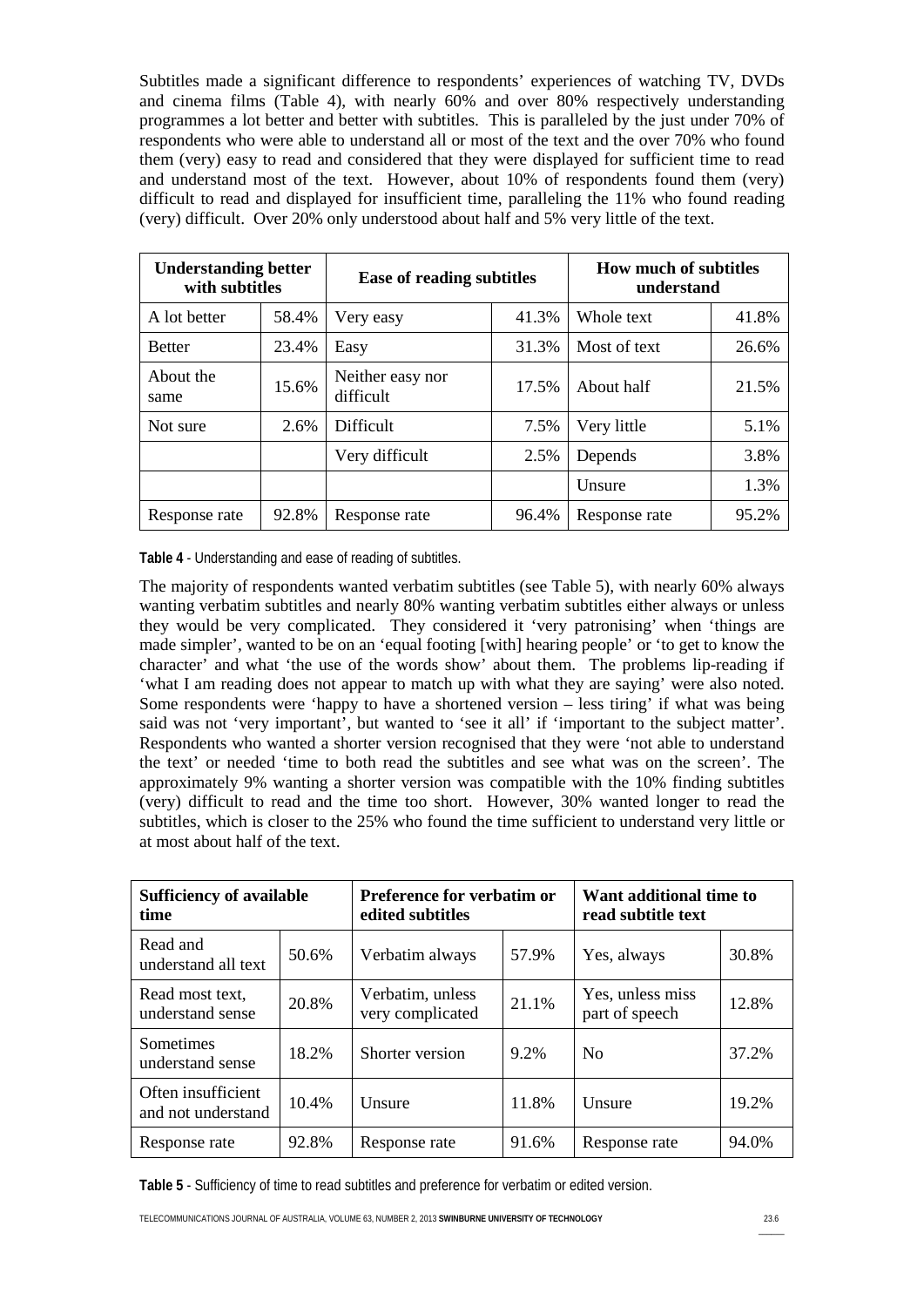Subtitles made a significant difference to respondents' experiences of watching TV, DVDs and cinema films (Table 4), with nearly 60% and over 80% respectively understanding programmes a lot better and better with subtitles. This is paralleled by the just under 70% of respondents who were able to understand all or most of the text and the over 70% who found them (very) easy to read and considered that they were displayed for sufficient time to read and understand most of the text. However, about 10% of respondents found them (very) difficult to read and displayed for insufficient time, paralleling the 11% who found reading (very) difficult. Over 20% only understood about half and 5% very little of the text.

| **Understanding better with subtitles** | | **Ease of reading subtitles** | | **How much of subtitles understand** | |
|---|---|---|---|---|---|
| A lot better | 58.4% | Very easy | 41.3% | Whole text | 41.8% |
| Better | 23.4% | Easy | 31.3% | Most of text | 26.6% |
| About the same | 15.6% | Neither easy nor difficult | 17.5% | About half | 21.5% |
| Not sure | 2.6% | Difficult | 7.5% | Very little | 5.1% |
| | | Very difficult | 2.5% | Depends | 3.8% |
| | | | | Unsure | 1.3% |
| Response rate | 92.8% | Response rate | 96.4% | Response rate | 95.2% |

**Table 4** - Understanding and ease of reading of subtitles.

The majority of respondents wanted verbatim subtitles (see Table 5), with nearly 60% always wanting verbatim subtitles and nearly 80% wanting verbatim subtitles either always or unless they would be very complicated. They considered it 'very patronising' when 'things are made simpler', wanted to be on an 'equal footing [with] hearing people' or 'to get to know the character' and what 'the use of the words show' about them. The problems lip-reading if 'what I am reading does not appear to match up with what they are saying' were also noted. Some respondents were 'happy to have a shortened version – less tiring' if what was being said was not 'very important', but wanted to 'see it all' if 'important to the subject matter'. Respondents who wanted a shorter version recognised that they were 'not able to understand the text' or needed 'time to both read the subtitles and see what was on the screen'. The approximately 9% wanting a shorter version was compatible with the 10% finding subtitles (very) difficult to read and the time too short. However, 30% wanted longer to read the subtitles, which is closer to the 25% who found the time sufficient to understand very little or at most about half of the text.

| **Sufficiency of available time** | | **Preference for verbatim or edited subtitles** | | **Want additional time to read subtitle text** | |
|---|---|---|---|---|---|
| Read and understand all text | 50.6% | Verbatim always | 57.9% | Yes, always | 30.8% |
| Read most text, understand sense | 20.8% | Verbatim, unless very complicated | 21.1% | Yes, unless miss part of speech | 12.8% |
| Sometimes understand sense | 18.2% | Shorter version | 9.2% | No | 37.2% |
| Often insufficient and not understand | 10.4% | Unsure | 11.8% | Unsure | 19.2% |
| Response rate | 92.8% | Response rate | 91.6% | Response rate | 94.0% |

**Table 5** - Sufficiency of time to read subtitles and preference for verbatim or edited version.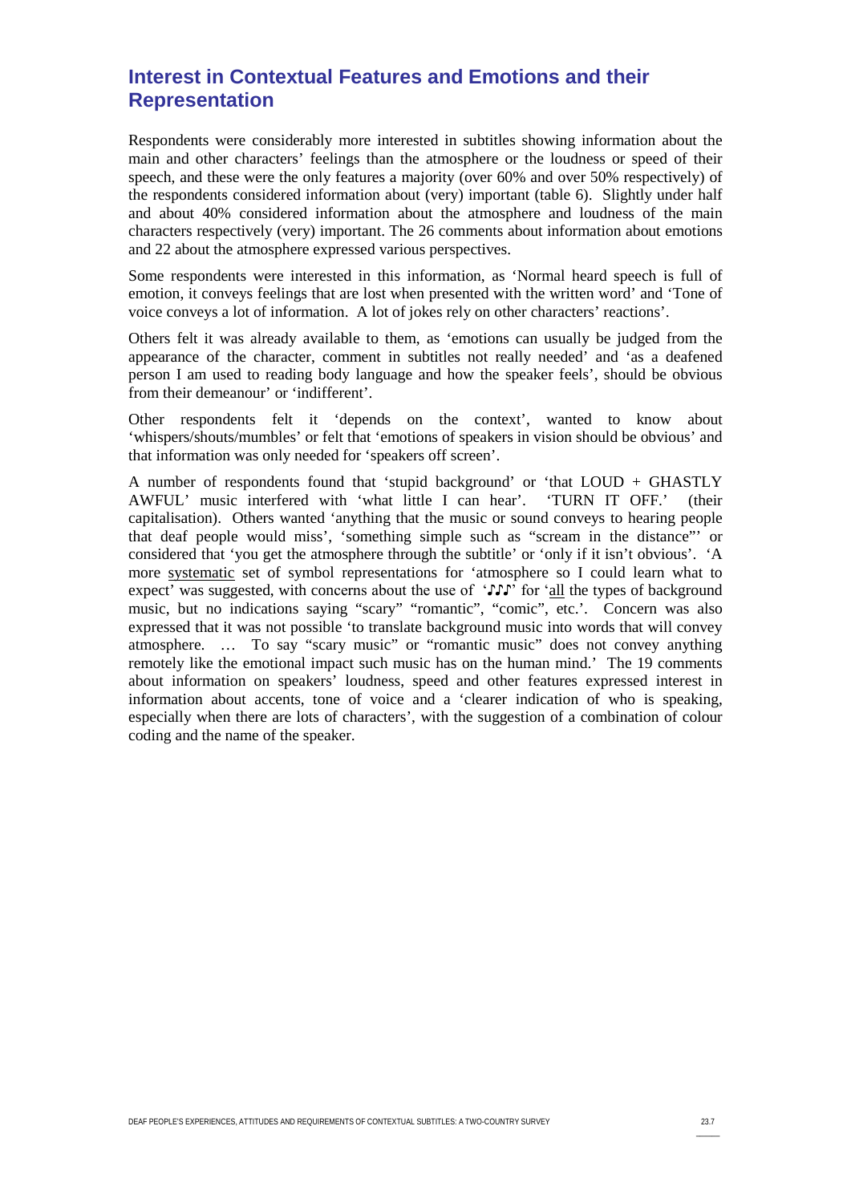## Interest in Contextual Features and Emotions and their Representation

Respondents were considerably more interested in subtitles showing information about the main and other characters' feelings than the atmosphere or the loudness or speed of their speech, and these were the only features a majority (over 60% and over 50% respectively) of the respondents considered information about (very) important (table 6). Slightly under half and about 40% considered information about the atmosphere and loudness of the main characters respectively (very) important. The 26 comments about information about emotions and 22 about the atmosphere expressed various perspectives.

Some respondents were interested in this information, as 'Normal heard speech is full of emotion, it conveys feelings that are lost when presented with the written word' and 'Tone of voice conveys a lot of information. A lot of jokes rely on other characters' reactions'.

Others felt it was already available to them, as 'emotions can usually be judged from the appearance of the character, comment in subtitles not really needed' and 'as a deafened person I am used to reading body language and how the speaker feels', should be obvious from their demeanour' or 'indifferent'.

Other respondents felt it 'depends on the context', wanted to know about 'whispers/shouts/mumbles' or felt that 'emotions of speakers in vision should be obvious' and that information was only needed for 'speakers off screen'.

A number of respondents found that 'stupid background' or 'that LOUD + GHASTLY AWFUL' music interfered with 'what little I can hear'. 'TURN IT OFF.' (their capitalisation). Others wanted 'anything that the music or sound conveys to hearing people that deaf people would miss', 'something simple such as "scream in the distance"' or considered that 'you get the atmosphere through the subtitle' or 'only if it isn't obvious'. 'A more <u>systematic</u> set of symbol representations for 'atmosphere so I could learn what to expect' was suggested, with concerns about the use of '♪♪♪' for '<u>all</u> the types of background music, but no indications saying "scary" "romantic", "comic", etc.'. Concern was also expressed that it was not possible 'to translate background music into words that will convey atmosphere. … To say "scary music" or "romantic music" does not convey anything remotely like the emotional impact such music has on the human mind.' The 19 comments about information on speakers' loudness, speed and other features expressed interest in information about accents, tone of voice and a 'clearer indication of who is speaking, especially when there are lots of characters', with the suggestion of a combination of colour coding and the name of the speaker.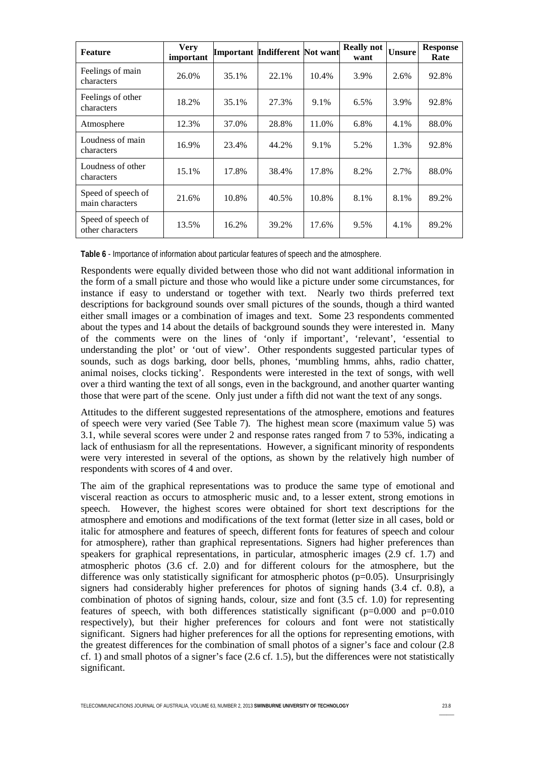| Feature | Very important | Important | Indifferent | Not want | Really not want | Unsure | Response Rate |
|---|---|---|---|---|---|---|---|
| Feelings of main characters | 26.0% | 35.1% | 22.1% | 10.4% | 3.9% | 2.6% | 92.8% |
| Feelings of other characters | 18.2% | 35.1% | 27.3% | 9.1% | 6.5% | 3.9% | 92.8% |
| Atmosphere | 12.3% | 37.0% | 28.8% | 11.0% | 6.8% | 4.1% | 88.0% |
| Loudness of main characters | 16.9% | 23.4% | 44.2% | 9.1% | 5.2% | 1.3% | 92.8% |
| Loudness of other characters | 15.1% | 17.8% | 38.4% | 17.8% | 8.2% | 2.7% | 88.0% |
| Speed of speech of main characters | 21.6% | 10.8% | 40.5% | 10.8% | 8.1% | 8.1% | 89.2% |
| Speed of speech of other characters | 13.5% | 16.2% | 39.2% | 17.6% | 9.5% | 4.1% | 89.2% |

**Table 6** - Importance of information about particular features of speech and the atmosphere.

Respondents were equally divided between those who did not want additional information in the form of a small picture and those who would like a picture under some circumstances, for instance if easy to understand or together with text. Nearly two thirds preferred text descriptions for background sounds over small pictures of the sounds, though a third wanted either small images or a combination of images and text. Some 23 respondents commented about the types and 14 about the details of background sounds they were interested in. Many of the comments were on the lines of 'only if important', 'relevant', 'essential to understanding the plot' or 'out of view'. Other respondents suggested particular types of sounds, such as dogs barking, door bells, phones, 'mumbling hmms, ahhs, radio chatter, animal noises, clocks ticking'. Respondents were interested in the text of songs, with well over a third wanting the text of all songs, even in the background, and another quarter wanting those that were part of the scene. Only just under a fifth did not want the text of any songs.

Attitudes to the different suggested representations of the atmosphere, emotions and features of speech were very varied (See Table 7). The highest mean score (maximum value 5) was 3.1, while several scores were under 2 and response rates ranged from 7 to 53%, indicating a lack of enthusiasm for all the representations. However, a significant minority of respondents were very interested in several of the options, as shown by the relatively high number of respondents with scores of 4 and over.

The aim of the graphical representations was to produce the same type of emotional and visceral reaction as occurs to atmospheric music and, to a lesser extent, strong emotions in speech. However, the highest scores were obtained for short text descriptions for the atmosphere and emotions and modifications of the text format (letter size in all cases, bold or italic for atmosphere and features of speech, different fonts for features of speech and colour for atmosphere), rather than graphical representations. Signers had higher preferences than speakers for graphical representations, in particular, atmospheric images (2.9 cf. 1.7) and atmospheric photos (3.6 cf. 2.0) and for different colours for the atmosphere, but the difference was only statistically significant for atmospheric photos ($p=0.05$). Unsurprisingly signers had considerably higher preferences for photos of signing hands (3.4 cf. 0.8), a combination of photos of signing hands, colour, size and font (3.5 cf. 1.0) for representing features of speech, with both differences statistically significant ($p=0.000$ and $p=0.010$ respectively), but their higher preferences for colours and font were not statistically significant. Signers had higher preferences for all the options for representing emotions, with the greatest differences for the combination of small photos of a signer's face and colour (2.8 cf. 1) and small photos of a signer's face (2.6 cf. 1.5), but the differences were not statistically significant.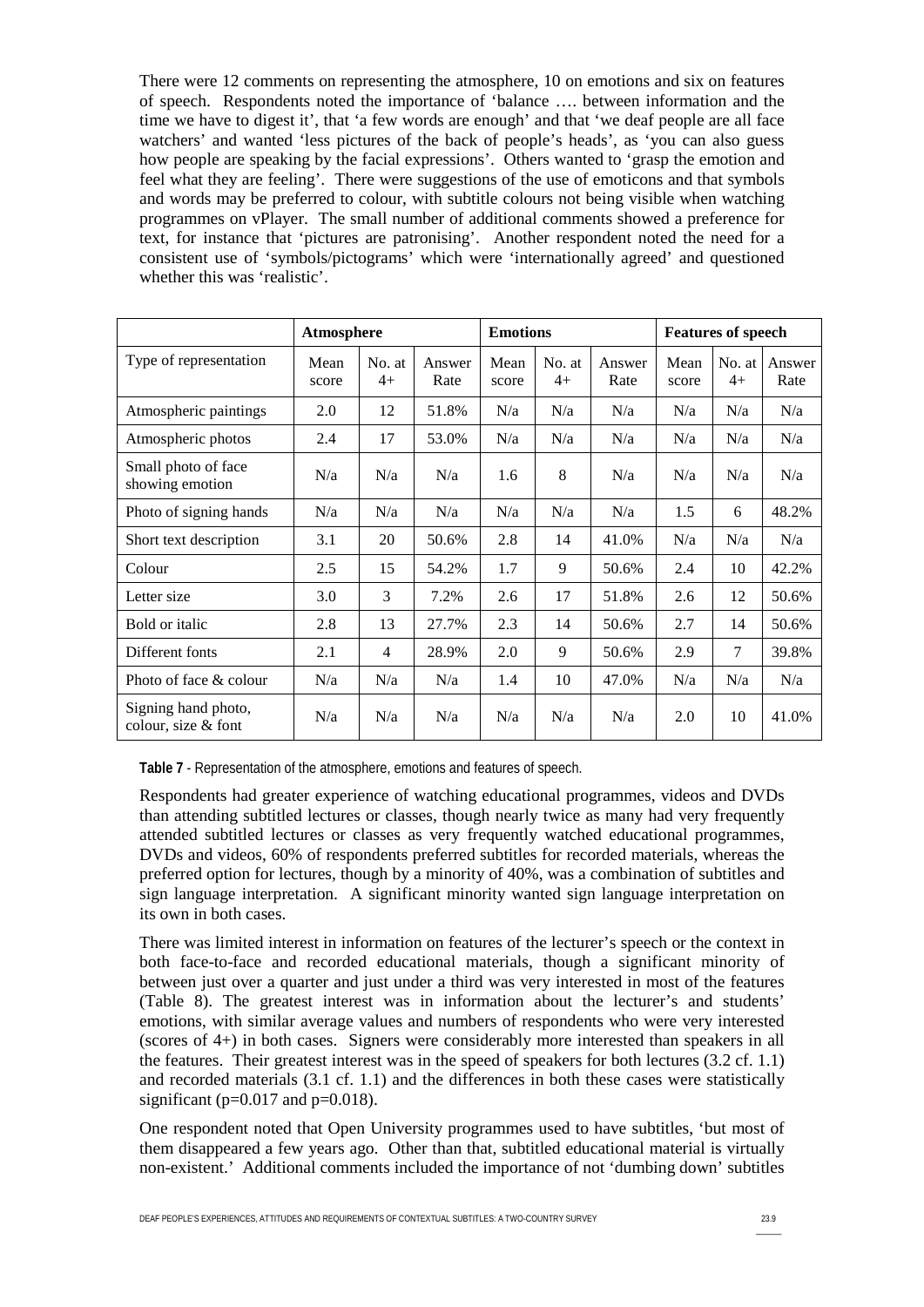There were 12 comments on representing the atmosphere, 10 on emotions and six on features of speech. Respondents noted the importance of 'balance …. between information and the time we have to digest it', that 'a few words are enough' and that 'we deaf people are all face watchers' and wanted 'less pictures of the back of people's heads', as 'you can also guess how people are speaking by the facial expressions'. Others wanted to 'grasp the emotion and feel what they are feeling'. There were suggestions of the use of emoticons and that symbols and words may be preferred to colour, with subtitle colours not being visible when watching programmes on vPlayer. The small number of additional comments showed a preference for text, for instance that 'pictures are patronising'. Another respondent noted the need for a consistent use of 'symbols/pictograms' which were 'internationally agreed' and questioned whether this was 'realistic'.

| | Atmosphere | | | Emotions | | | Features of speech | | |
|---|---|---|---|---|---|---|---|---|---|
| Type of representation | Mean score | No. at 4+ | Answer Rate | Mean score | No. at 4+ | Answer Rate | Mean score | No. at 4+ | Answer Rate |
| Atmospheric paintings | 2.0 | 12 | 51.8% | N/a | N/a | N/a | N/a | N/a | N/a |
| Atmospheric photos | 2.4 | 17 | 53.0% | N/a | N/a | N/a | N/a | N/a | N/a |
| Small photo of face showing emotion | N/a | N/a | N/a | 1.6 | 8 | N/a | N/a | N/a | N/a |
| Photo of signing hands | N/a | N/a | N/a | N/a | N/a | N/a | 1.5 | 6 | 48.2% |
| Short text description | 3.1 | 20 | 50.6% | 2.8 | 14 | 41.0% | N/a | N/a | N/a |
| Colour | 2.5 | 15 | 54.2% | 1.7 | 9 | 50.6% | 2.4 | 10 | 42.2% |
| Letter size | 3.0 | 3 | 7.2% | 2.6 | 17 | 51.8% | 2.6 | 12 | 50.6% |
| Bold or italic | 2.8 | 13 | 27.7% | 2.3 | 14 | 50.6% | 2.7 | 14 | 50.6% |
| Different fonts | 2.1 | 4 | 28.9% | 2.0 | 9 | 50.6% | 2.9 | 7 | 39.8% |
| Photo of face & colour | N/a | N/a | N/a | 1.4 | 10 | 47.0% | N/a | N/a | N/a |
| Signing hand photo, colour, size & font | N/a | N/a | N/a | N/a | N/a | N/a | 2.0 | 10 | 41.0% |

**Table 7** - Representation of the atmosphere, emotions and features of speech.

Respondents had greater experience of watching educational programmes, videos and DVDs than attending subtitled lectures or classes, though nearly twice as many had very frequently attended subtitled lectures or classes as very frequently watched educational programmes, DVDs and videos, 60% of respondents preferred subtitles for recorded materials, whereas the preferred option for lectures, though by a minority of 40%, was a combination of subtitles and sign language interpretation. A significant minority wanted sign language interpretation on its own in both cases.

There was limited interest in information on features of the lecturer's speech or the context in both face-to-face and recorded educational materials, though a significant minority of between just over a quarter and just under a third was very interested in most of the features (Table 8). The greatest interest was in information about the lecturer's and students' emotions, with similar average values and numbers of respondents who were very interested (scores of 4+) in both cases. Signers were considerably more interested than speakers in all the features. Their greatest interest was in the speed of speakers for both lectures (3.2 cf. 1.1) and recorded materials (3.1 cf. 1.1) and the differences in both these cases were statistically significant ($p=0.017$ and $p=0.018$).

One respondent noted that Open University programmes used to have subtitles, 'but most of them disappeared a few years ago. Other than that, subtitled educational material is virtually non-existent.' Additional comments included the importance of not 'dumbing down' subtitles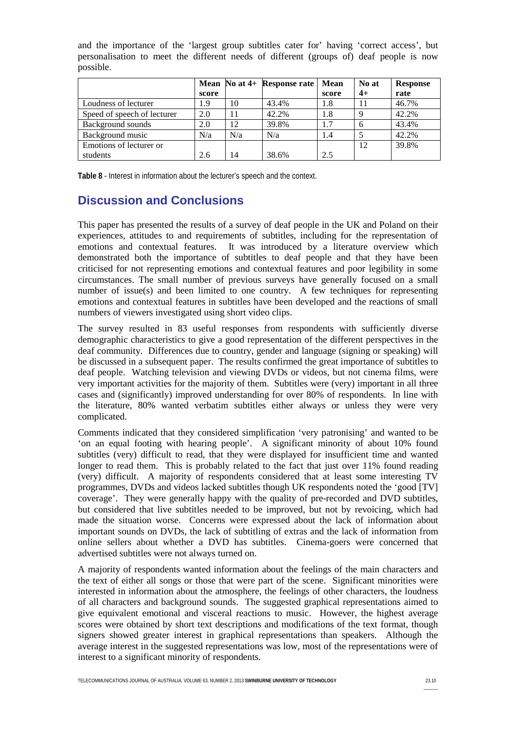and the importance of the 'largest group subtitles cater for' having 'correct access', but personalisation to meet the different needs of different (groups of) deaf people is now possible.

| | Mean score | No at 4+ | Response rate | Mean score | No at 4+ | Response rate |
|---|---|---|---|---|---|---|
| Loudness of lecturer | 1.9 | 10 | 43.4% | 1.8 | 11 | 46.7% |
| Speed of speech of lecturer | 2.0 | 11 | 42.2% | 1.8 | 9 | 42.2% |
| Background sounds | 2.0 | 12 | 39.8% | 1.7 | 6 | 43.4% |
| Background music | N/a | N/a | N/a | 1.4 | 5 | 42.2% |
| Emotions of lecturer or students | 2.6 | 14 | 38.6% | 2.5 | 12 | 39.8% |

**Table 8** - Interest in information about the lecturer's speech and the context.

## Discussion and Conclusions

This paper has presented the results of a survey of deaf people in the UK and Poland on their experiences, attitudes to and requirements of subtitles, including for the representation of emotions and contextual features. It was introduced by a literature overview which demonstrated both the importance of subtitles to deaf people and that they have been criticised for not representing emotions and contextual features and poor legibility in some circumstances. The small number of previous surveys have generally focused on a small number of issue(s) and been limited to one country. A few techniques for representing emotions and contextual features in subtitles have been developed and the reactions of small numbers of viewers investigated using short video clips.

The survey resulted in 83 useful responses from respondents with sufficiently diverse demographic characteristics to give a good representation of the different perspectives in the deaf community. Differences due to country, gender and language (signing or speaking) will be discussed in a subsequent paper. The results confirmed the great importance of subtitles to deaf people. Watching television and viewing DVDs or videos, but not cinema films, were very important activities for the majority of them. Subtitles were (very) important in all three cases and (significantly) improved understanding for over 80% of respondents. In line with the literature, 80% wanted verbatim subtitles either always or unless they were very complicated.

Comments indicated that they considered simplification 'very patronising' and wanted to be 'on an equal footing with hearing people'. A significant minority of about 10% found subtitles (very) difficult to read, that they were displayed for insufficient time and wanted longer to read them. This is probably related to the fact that just over 11% found reading (very) difficult. A majority of respondents considered that at least some interesting TV programmes, DVDs and videos lacked subtitles though UK respondents noted the 'good [TV] coverage'. They were generally happy with the quality of pre-recorded and DVD subtitles, but considered that live subtitles needed to be improved, but not by revoicing, which had made the situation worse. Concerns were expressed about the lack of information about important sounds on DVDs, the lack of subtitling of extras and the lack of information from online sellers about whether a DVD has subtitles. Cinema-goers were concerned that advertised subtitles were not always turned on.

A majority of respondents wanted information about the feelings of the main characters and the text of either all songs or those that were part of the scene. Significant minorities were interested in information about the atmosphere, the feelings of other characters, the loudness of all characters and background sounds. The suggested graphical representations aimed to give equivalent emotional and visceral reactions to music. However, the highest average scores were obtained by short text descriptions and modifications of the text format, though signers showed greater interest in graphical representations than speakers. Although the average interest in the suggested representations was low, most of the representations were of interest to a significant minority of respondents.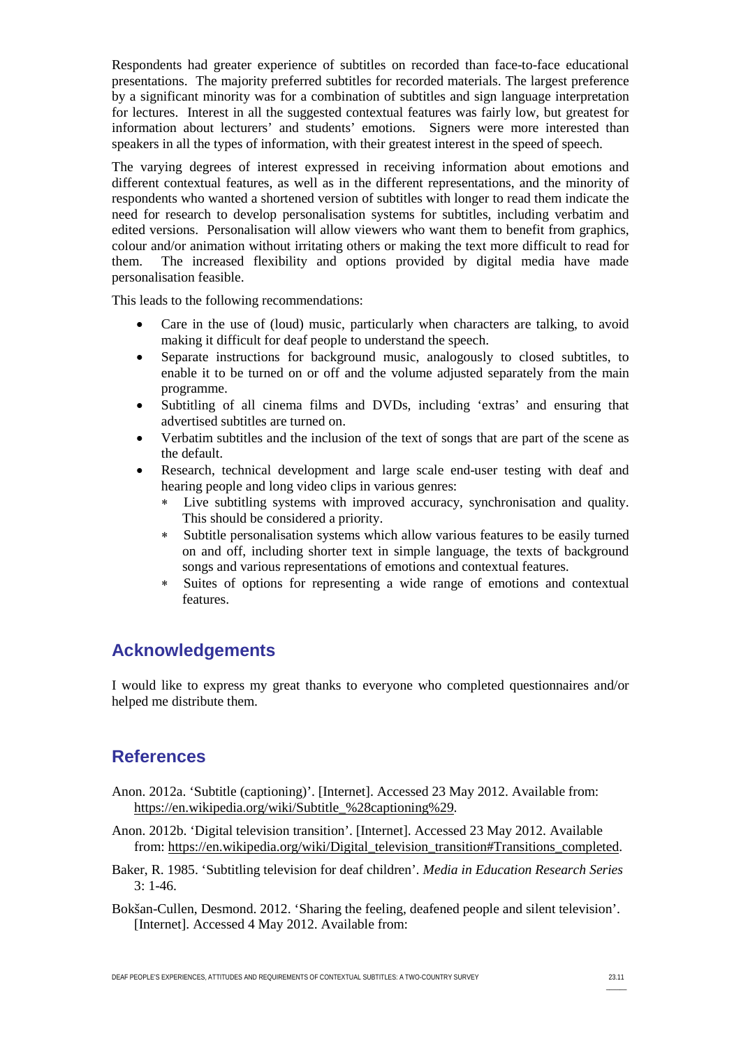Respondents had greater experience of subtitles on recorded than face-to-face educational presentations. The majority preferred subtitles for recorded materials. The largest preference by a significant minority was for a combination of subtitles and sign language interpretation for lectures. Interest in all the suggested contextual features was fairly low, but greatest for information about lecturers' and students' emotions. Signers were more interested than speakers in all the types of information, with their greatest interest in the speed of speech.

The varying degrees of interest expressed in receiving information about emotions and different contextual features, as well as in the different representations, and the minority of respondents who wanted a shortened version of subtitles with longer to read them indicate the need for research to develop personalisation systems for subtitles, including verbatim and edited versions. Personalisation will allow viewers who want them to benefit from graphics, colour and/or animation without irritating others or making the text more difficult to read for them. The increased flexibility and options provided by digital media have made personalisation feasible.

This leads to the following recommendations:

- Care in the use of (loud) music, particularly when characters are talking, to avoid making it difficult for deaf people to understand the speech.
- Separate instructions for background music, analogously to closed subtitles, to enable it to be turned on or off and the volume adjusted separately from the main programme.
- Subtitling of all cinema films and DVDs, including 'extras' and ensuring that advertised subtitles are turned on.
- Verbatim subtitles and the inclusion of the text of songs that are part of the scene as the default.
- Research, technical development and large scale end-user testing with deaf and hearing people and long video clips in various genres:
    - Live subtitling systems with improved accuracy, synchronisation and quality. This should be considered a priority.
    - Subtitle personalisation systems which allow various features to be easily turned on and off, including shorter text in simple language, the texts of background songs and various representations of emotions and contextual features.
    - Suites of options for representing a wide range of emotions and contextual features.

## Acknowledgements

I would like to express my great thanks to everyone who completed questionnaires and/or helped me distribute them.

## References

Anon. 2012a. 'Subtitle (captioning)'. [Internet]. Accessed 23 May 2012. Available from: https://en.wikipedia.org/wiki/Subtitle_%28captioning%29.

Anon. 2012b. 'Digital television transition'. [Internet]. Accessed 23 May 2012. Available from: https://en.wikipedia.org/wiki/Digital_television_transition#Transitions_completed.

Baker, R. 1985. 'Subtitling television for deaf children'. *Media in Education Research Series* 3: 1-46.

Bokšan-Cullen, Desmond. 2012. 'Sharing the feeling, deafened people and silent television'. [Internet]. Accessed 4 May 2012. Available from: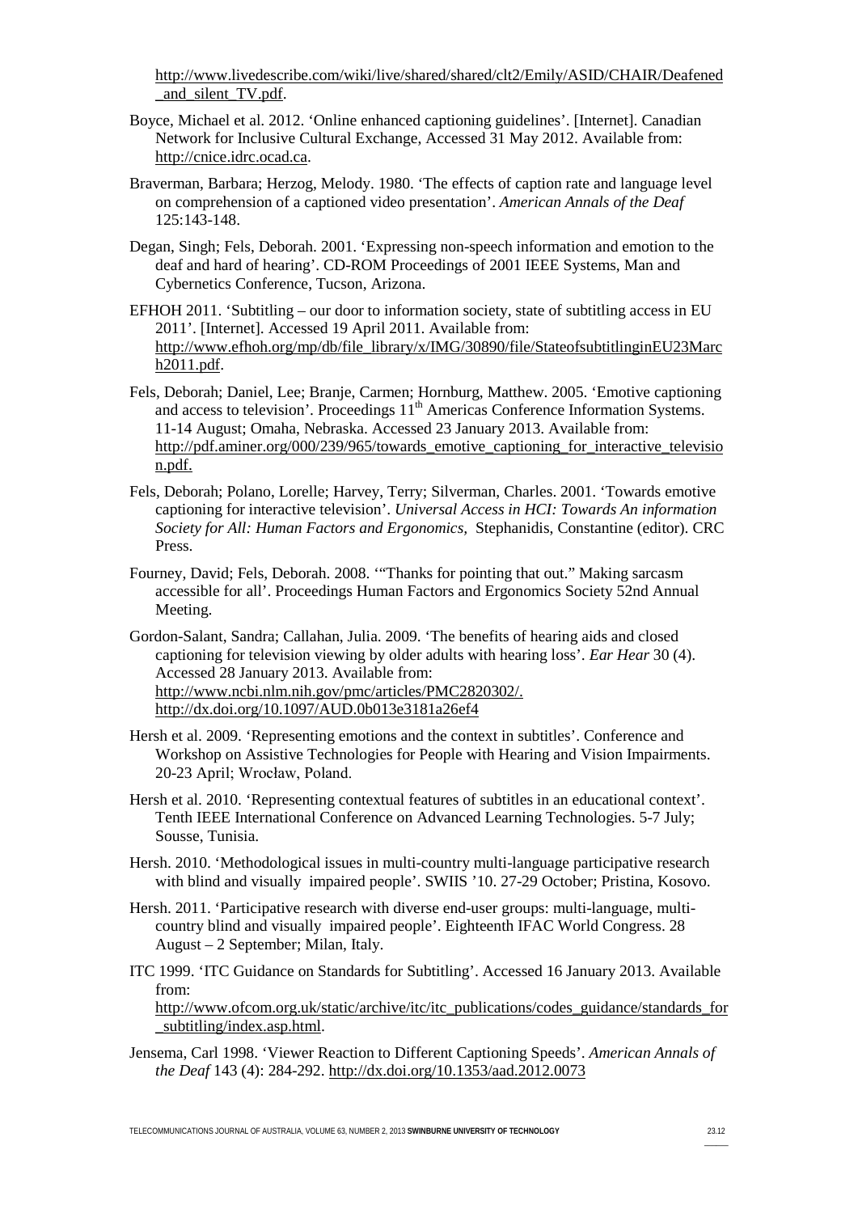http://www.livedescribe.com/wiki/live/shared/shared/clt2/Emily/ASID/CHAIR/Deafened_and_silent_TV.pdf.

Boyce, Michael et al. 2012. 'Online enhanced captioning guidelines'. [Internet]. Canadian Network for Inclusive Cultural Exchange, Accessed 31 May 2012. Available from: http://cnice.idrc.ocad.ca.

Braverman, Barbara; Herzog, Melody. 1980. 'The effects of caption rate and language level on comprehension of a captioned video presentation'. *American Annals of the Deaf* 125:143-148.

Degan, Singh; Fels, Deborah. 2001. 'Expressing non-speech information and emotion to the deaf and hard of hearing'. CD-ROM Proceedings of 2001 IEEE Systems, Man and Cybernetics Conference, Tucson, Arizona.

EFHOH 2011. 'Subtitling – our door to information society, state of subtitling access in EU 2011'. [Internet]. Accessed 19 April 2011. Available from: http://www.efhoh.org/mp/db/file_library/x/IMG/30890/file/StateofsubtitlinginEU23March2011.pdf.

Fels, Deborah; Daniel, Lee; Branje, Carmen; Hornburg, Matthew. 2005. 'Emotive captioning and access to television'. Proceedings 11th Americas Conference Information Systems. 11-14 August; Omaha, Nebraska. Accessed 23 January 2013. Available from: http://pdf.aminer.org/000/239/965/towards_emotive_captioning_for_interactive_television.pdf.

Fels, Deborah; Polano, Lorelle; Harvey, Terry; Silverman, Charles. 2001. 'Towards emotive captioning for interactive television'. *Universal Access in HCI: Towards An information Society for All: Human Factors and Ergonomics*, Stephanidis, Constantine (editor). CRC Press.

Fourney, David; Fels, Deborah. 2008. '"Thanks for pointing that out." Making sarcasm accessible for all'. Proceedings Human Factors and Ergonomics Society 52nd Annual Meeting.

Gordon-Salant, Sandra; Callahan, Julia. 2009. 'The benefits of hearing aids and closed captioning for television viewing by older adults with hearing loss'. *Ear Hear* 30 (4). Accessed 28 January 2013. Available from: http://www.ncbi.nlm.nih.gov/pmc/articles/PMC2820302/. http://dx.doi.org/10.1097/AUD.0b013e3181a26ef4

Hersh et al. 2009. 'Representing emotions and the context in subtitles'. Conference and Workshop on Assistive Technologies for People with Hearing and Vision Impairments. 20-23 April; Wrocław, Poland.

Hersh et al. 2010. 'Representing contextual features of subtitles in an educational context'. Tenth IEEE International Conference on Advanced Learning Technologies. 5-7 July; Sousse, Tunisia.

Hersh. 2010. 'Methodological issues in multi-country multi-language participative research with blind and visually impaired people'. SWIIS '10. 27-29 October; Pristina, Kosovo.

Hersh. 2011. 'Participative research with diverse end-user groups: multi-language, multi-country blind and visually impaired people'. Eighteenth IFAC World Congress. 28 August – 2 September; Milan, Italy.

ITC 1999. 'ITC Guidance on Standards for Subtitling'. Accessed 16 January 2013. Available from: http://www.ofcom.org.uk/static/archive/itc/itc_publications/codes_guidance/standards_for_subtitling/index.asp.html.

Jensema, Carl 1998. 'Viewer Reaction to Different Captioning Speeds'. *American Annals of the Deaf* 143 (4): 284-292. http://dx.doi.org/10.1353/aad.2012.0073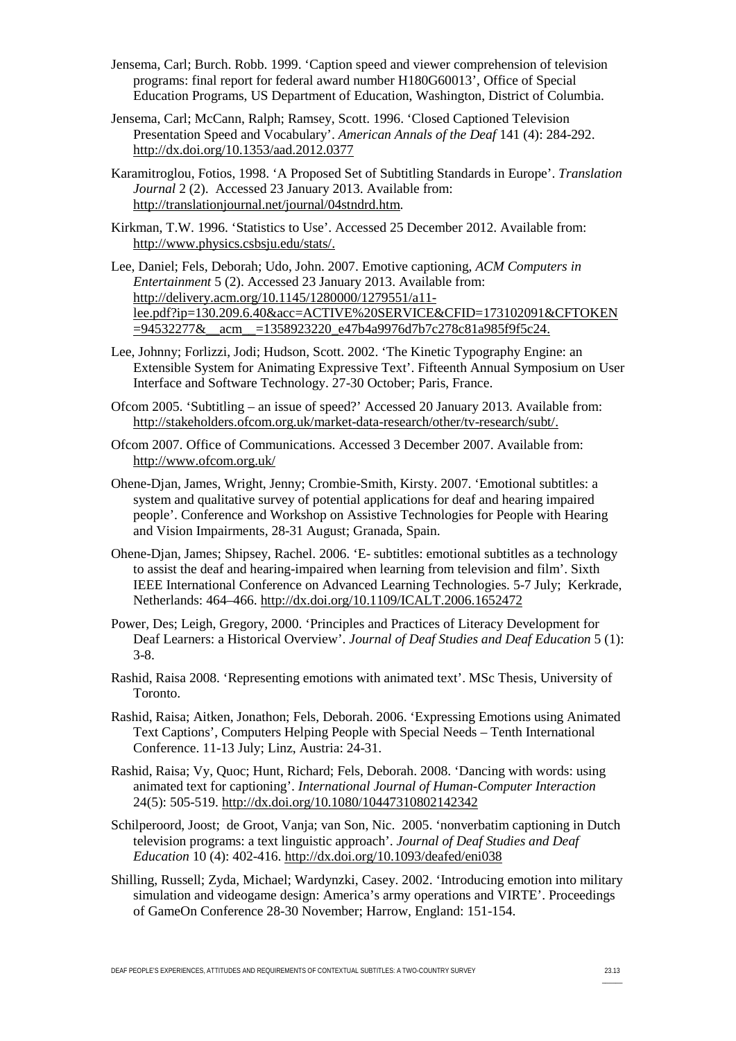Jensema, Carl; Burch. Robb. 1999. 'Caption speed and viewer comprehension of television programs: final report for federal award number H180G60013', Office of Special Education Programs, US Department of Education, Washington, District of Columbia.

Jensema, Carl; McCann, Ralph; Ramsey, Scott. 1996. 'Closed Captioned Television Presentation Speed and Vocabulary'. *American Annals of the Deaf* 141 (4): 284-292. http://dx.doi.org/10.1353/aad.2012.0377

Karamitroglou, Fotios, 1998. 'A Proposed Set of Subtitling Standards in Europe'. *Translation Journal* 2 (2). Accessed 23 January 2013. Available from: http://translationjournal.net/journal/04stndrd.htm.

Kirkman, T.W. 1996. 'Statistics to Use'. Accessed 25 December 2012. Available from: http://www.physics.csbsju.edu/stats/.

Lee, Daniel; Fels, Deborah; Udo, John. 2007. Emotive captioning, *ACM Computers in Entertainment* 5 (2). Accessed 23 January 2013. Available from: http://delivery.acm.org/10.1145/1280000/1279551/a11-lee.pdf?ip=130.209.6.40&acc=ACTIVE%20SERVICE&CFID=173102091&CFTOKEN=94532277&__acm__=1358923220_e47b4a9976d7b7c278c81a985f9f5c24.

Lee, Johnny; Forlizzi, Jodi; Hudson, Scott. 2002. 'The Kinetic Typography Engine: an Extensible System for Animating Expressive Text'. Fifteenth Annual Symposium on User Interface and Software Technology. 27-30 October; Paris, France.

Ofcom 2005. 'Subtitling – an issue of speed?' Accessed 20 January 2013. Available from: http://stakeholders.ofcom.org.uk/market-data-research/other/tv-research/subt/.

Ofcom 2007. Office of Communications. Accessed 3 December 2007. Available from: http://www.ofcom.org.uk/

Ohene-Djan, James, Wright, Jenny; Crombie-Smith, Kirsty. 2007. 'Emotional subtitles: a system and qualitative survey of potential applications for deaf and hearing impaired people'. Conference and Workshop on Assistive Technologies for People with Hearing and Vision Impairments, 28-31 August; Granada, Spain.

Ohene-Djan, James; Shipsey, Rachel. 2006. 'E- subtitles: emotional subtitles as a technology to assist the deaf and hearing-impaired when learning from television and film'. Sixth IEEE International Conference on Advanced Learning Technologies. 5-7 July; Kerkrade, Netherlands: 464–466. http://dx.doi.org/10.1109/ICALT.2006.1652472

Power, Des; Leigh, Gregory, 2000. 'Principles and Practices of Literacy Development for Deaf Learners: a Historical Overview'. *Journal of Deaf Studies and Deaf Education* 5 (1): 3-8.

Rashid, Raisa 2008. 'Representing emotions with animated text'. MSc Thesis, University of Toronto.

Rashid, Raisa; Aitken, Jonathon; Fels, Deborah. 2006. 'Expressing Emotions using Animated Text Captions', Computers Helping People with Special Needs – Tenth International Conference. 11-13 July; Linz, Austria: 24-31.

Rashid, Raisa; Vy, Quoc; Hunt, Richard; Fels, Deborah. 2008. 'Dancing with words: using animated text for captioning'. *International Journal of Human-Computer Interaction* 24(5): 505-519. http://dx.doi.org/10.1080/10447310802142342

Schilperoord, Joost; de Groot, Vanja; van Son, Nic. 2005. 'nonverbatim captioning in Dutch television programs: a text linguistic approach'. *Journal of Deaf Studies and Deaf Education* 10 (4): 402-416. http://dx.doi.org/10.1093/deafed/eni038

Shilling, Russell; Zyda, Michael; Wardynzki, Casey. 2002. 'Introducing emotion into military simulation and videogame design: America's army operations and VIRTE'. Proceedings of GameOn Conference 28-30 November; Harrow, England: 151-154.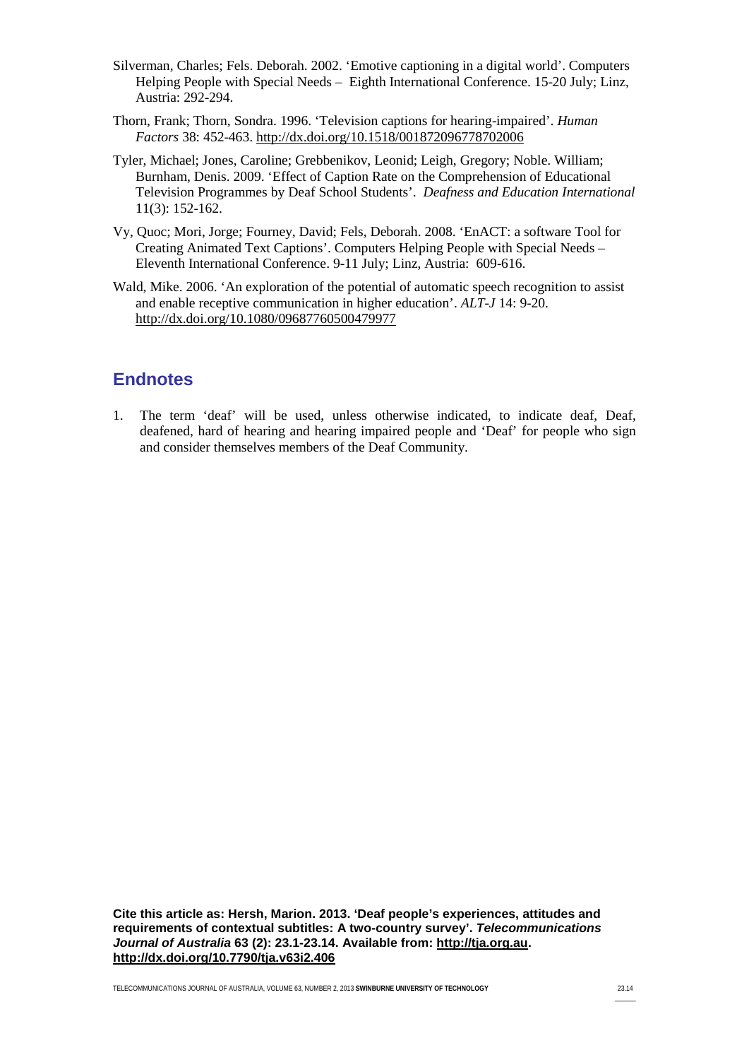Silverman, Charles; Fels. Deborah. 2002. 'Emotive captioning in a digital world'. Computers Helping People with Special Needs – Eighth International Conference. 15-20 July; Linz, Austria: 292-294.

Thorn, Frank; Thorn, Sondra. 1996. 'Television captions for hearing-impaired'. *Human Factors* 38: 452-463. http://dx.doi.org/10.1518/001872096778702006

Tyler, Michael; Jones, Caroline; Grebbenikov, Leonid; Leigh, Gregory; Noble. William; Burnham, Denis. 2009. 'Effect of Caption Rate on the Comprehension of Educational Television Programmes by Deaf School Students'. *Deafness and Education International* 11(3): 152-162.

Vy, Quoc; Mori, Jorge; Fourney, David; Fels, Deborah. 2008. 'EnACT: a software Tool for Creating Animated Text Captions'. Computers Helping People with Special Needs – Eleventh International Conference. 9-11 July; Linz, Austria: 609-616.

Wald, Mike. 2006. 'An exploration of the potential of automatic speech recognition to assist and enable receptive communication in higher education'. *ALT-J* 14: 9-20. http://dx.doi.org/10.1080/09687760500479977

## Endnotes

1. The term 'deaf' will be used, unless otherwise indicated, to indicate deaf, Deaf, deafened, hard of hearing and hearing impaired people and 'Deaf' for people who sign and consider themselves members of the Deaf Community.

**Cite this article as: Hersh, Marion. 2013. 'Deaf people's experiences, attitudes and requirements of contextual subtitles: A two-country survey'. *Telecommunications Journal of Australia* 63 (2): 23.1-23.14. Available from: http://tja.org.au. http://dx.doi.org/10.7790/tja.v63i2.406**